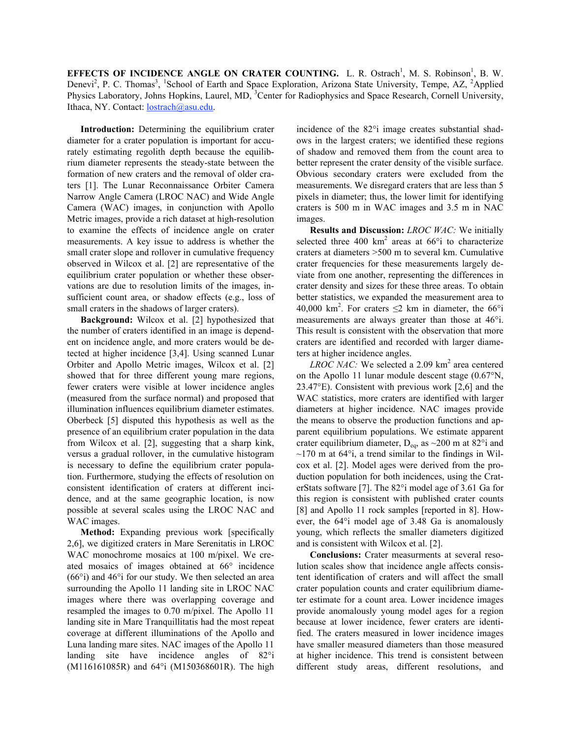**EFFECTS OF INCIDENCE ANGLE ON CRATER COUNTING.** L. R. Ostrach[1], M. S. Robinson[1], B. W. Denevi[2], P. C. Thomas[3], [1]School of Earth and Space Exploration, Arizona State University, Tempe, AZ, [2]Applied Physics Laboratory, Johns Hopkins, Laurel, MD, [3]Center for Radiophysics and Space Research, Cornell University, Ithaca, NY. Contact: lostrach@asu.edu.

**Introduction:** Determining the equilibrium crater diameter for a crater population is important for accurately estimating regolith depth because the equilibrium diameter represents the steady-state between the formation of new craters and the removal of older craters [1]. The Lunar Reconnaissance Orbiter Camera Narrow Angle Camera (LROC NAC) and Wide Angle Camera (WAC) images, in conjunction with Apollo Metric images, provide a rich dataset at high-resolution to examine the effects of incidence angle on crater measurements. A key issue to address is whether the small crater slope and rollover in cumulative frequency observed in Wilcox et al. [2] are representative of the equilibrium crater population or whether these observations are due to resolution limits of the images, insufficient count area, or shadow effects (e.g., loss of small craters in the shadows of larger craters).

**Background:** Wilcox et al. [2] hypothesized that the number of craters identified in an image is dependent on incidence angle, and more craters would be detected at higher incidence [3,4]. Using scanned Lunar Orbiter and Apollo Metric images, Wilcox et al. [2] showed that for three different young mare regions, fewer craters were visible at lower incidence angles (measured from the surface normal) and proposed that illumination influences equilibrium diameter estimates. Oberbeck [5] disputed this hypothesis as well as the presence of an equilibrium crater population in the data from Wilcox et al. [2], suggesting that a sharp kink, versus a gradual rollover, in the cumulative histogram is necessary to define the equilibrium crater population. Furthermore, studying the effects of resolution on consistent identification of craters at different incidence, and at the same geographic location, is now possible at several scales using the LROC NAC and WAC images.

**Method:** Expanding previous work [specifically 2,6], we digitized craters in Mare Serenitatis in LROC WAC monochrome mosaics at 100 m/pixel. We created mosaics of images obtained at 66° incidence (66°i) and 46°i for our study. We then selected an area surrounding the Apollo 11 landing site in LROC NAC images where there was overlapping coverage and resampled the images to 0.70 m/pixel. The Apollo 11 landing site in Mare Tranquillitatis had the most repeat coverage at different illuminations of the Apollo and Luna landing mare sites. NAC images of the Apollo 11 landing site have incidence angles of 82°i (M116161085R) and 64°i (M150368601R). The high incidence of the 82°i image creates substantial shadows in the largest craters; we identified these regions of shadow and removed them from the count area to better represent the crater density of the visible surface. Obvious secondary craters were excluded from the measurements. We disregard craters that are less than 5 pixels in diameter; thus, the lower limit for identifying craters is 500 m in WAC images and 3.5 m in NAC images.

**Results and Discussion:** *LROC WAC:* We initially selected three 400 km$^2$ areas at 66°i to characterize craters at diameters >500 m to several km. Cumulative crater frequencies for these measurements largely deviate from one another, representing the differences in crater density and sizes for these three areas. To obtain better statistics, we expanded the measurement area to 40,000 km$^2$. For craters ≤2 km in diameter, the 66°i measurements are always greater than those at 46°i. This result is consistent with the observation that more craters are identified and recorded with larger diameters at higher incidence angles.

*LROC NAC:* We selected a 2.09 km$^2$ area centered on the Apollo 11 lunar module descent stage (0.67°N, 23.47°E). Consistent with previous work [2,6] and the WAC statistics, more craters are identified with larger diameters at higher incidence. NAC images provide the means to observe the production functions and apparent equilibrium populations. We estimate apparent crater equilibrium diameter, $D_{eq}$, as ~200 m at 82°i and ~170 m at 64°i, a trend similar to the findings in Wilcox et al. [2]. Model ages were derived from the production population for both incidences, using the CraterStats software [7]. The 82°i model age of 3.61 Ga for this region is consistent with published crater counts [8] and Apollo 11 rock samples [reported in 8]. However, the 64°i model age of 3.48 Ga is anomalously young, which reflects the smaller diameters digitized and is consistent with Wilcox et al. [2].

**Conclusions:** Crater measurements at several resolution scales show that incidence angle affects consistent identification of craters and will affect the small crater population counts and crater equilibrium diameter estimate for a count area. Lower incidence images provide anomalously young model ages for a region because at lower incidence, fewer craters are identified. The craters measured in lower incidence images have smaller measured diameters than those measured at higher incidence. This trend is consistent between different study areas, different resolutions, and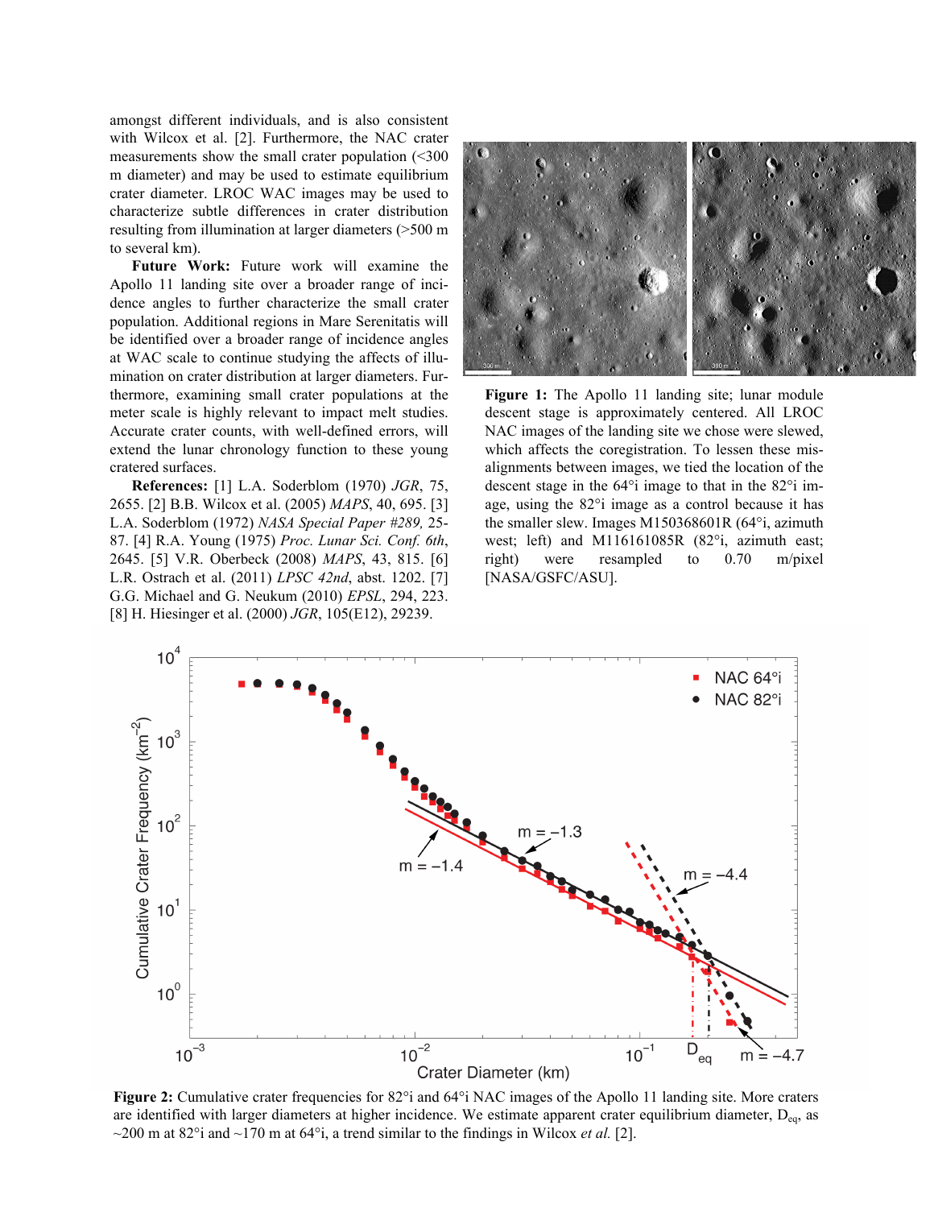amongst different individuals, and is also consistent with Wilcox et al. [2]. Furthermore, the NAC crater measurements show the small crater population (<300 m diameter) and may be used to estimate equilibrium crater diameter. LROC WAC images may be used to characterize subtle differences in crater distribution resulting from illumination at larger diameters (>500 m to several km).

**Future Work:** Future work will examine the Apollo 11 landing site over a broader range of incidence angles to further characterize the small crater population. Additional regions in Mare Serenitatis will be identified over a broader range of incidence angles at WAC scale to continue studying the affects of illumination on crater distribution at larger diameters. Furthermore, examining small crater populations at the meter scale is highly relevant to impact melt studies. Accurate crater counts, with well-defined errors, will extend the lunar chronology function to these young cratered surfaces.

**References:** [1] L.A. Soderblom (1970) *JGR*, 75, 2655. [2] B.B. Wilcox et al. (2005) *MAPS*, 40, 695. [3] L.A. Soderblom (1972) *NASA Special Paper #289,* 25-87. [4] R.A. Young (1975) *Proc. Lunar Sci. Conf. 6th*, 2645. [5] V.R. Oberbeck (2008) *MAPS*, 43, 815. [6] L.R. Ostrach et al. (2011) *LPSC 42nd*, abst. 1202. [7] G.G. Michael and G. Neukum (2010) *EPSL*, 294, 223. [8] H. Hiesinger et al. (2000) *JGR*, 105(E12), 29239.

300 m

300 m

**Figure 1:** The Apollo 11 landing site; lunar module descent stage is approximately centered. All LROC NAC images of the landing site we chose were slewed, which affects the coregistration. To lessen these misalignments between images, we tied the location of the descent stage in the 64°i image to that in the 82°i image, using the 82°i image as a control because it has the smaller slew. Images M150368601R (64°i, azimuth west; left) and M116161085R (82°i, azimuth east; right) were resampled to 0.70 m/pixel [NASA/GSFC/ASU].

Cumulative Crater Frequency (km$^{-2}$)

$10^4$
$10^3$
$10^2$
$10^1$
$10^0$

Crater Diameter (km)

$10^{-3}$
$10^{-2}$
$10^{-1}$
$D_{eq}$

NAC 64°i
NAC 82°i

m = –1.3
m = –1.4
m = –4.4
m = –4.7

**Figure 2:** Cumulative crater frequencies for 82°i and 64°i NAC images of the Apollo 11 landing site. More craters are identified with larger diameters at higher incidence. We estimate apparent crater equilibrium diameter, $D_{eq}$, as ~200 m at 82°i and ~170 m at 64°i, a trend similar to the findings in Wilcox *et al.* [2].